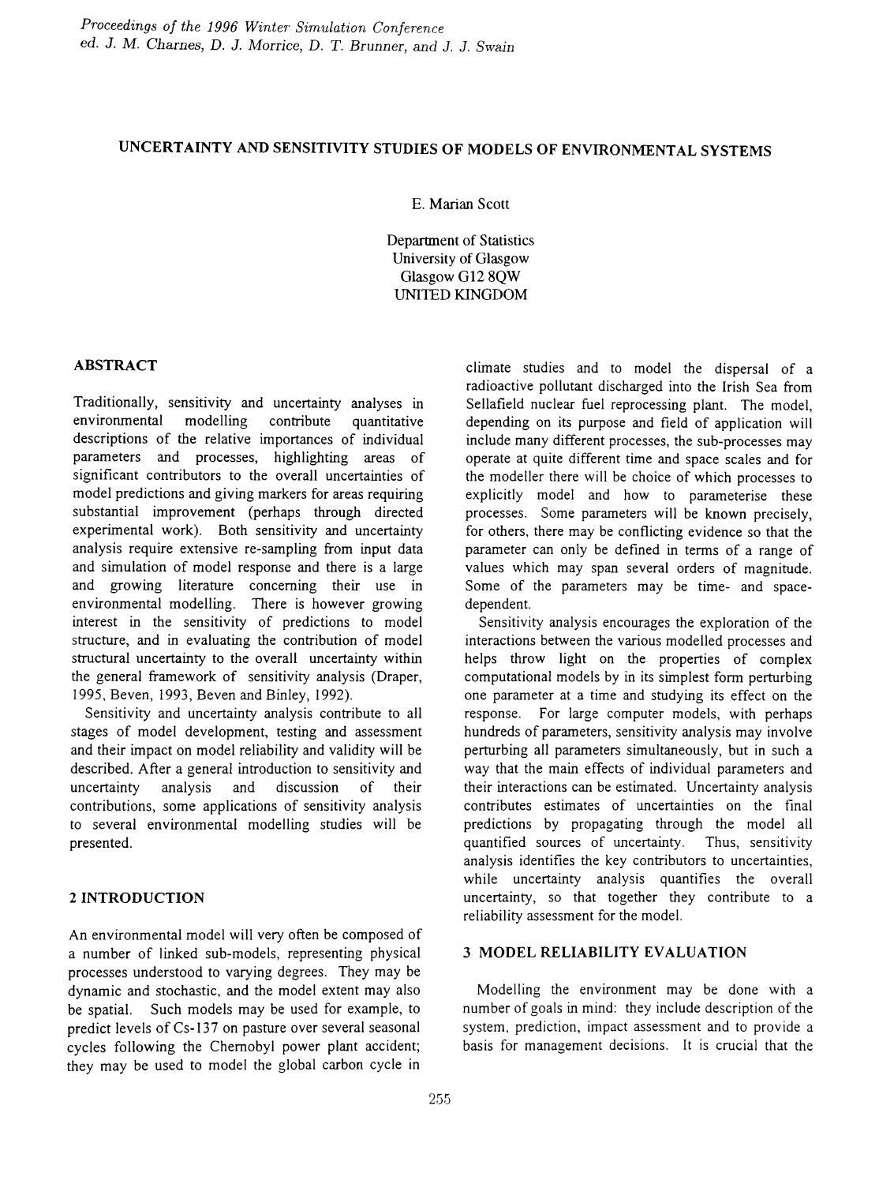*Proceedings of the 1996 Winter Simulation Conference*
*ed. J. M. Charnes, D. J. Morrice, D. T. Brunner, and J. J. Swain*

# UNCERTAINTY AND SENSITIVITY STUDIES OF MODELS OF ENVIRONMENTAL SYSTEMS

E. Marian Scott

Department of Statistics
University of Glasgow
Glasgow G12 8QW
UNITED KINGDOM

## ABSTRACT

Traditionally, sensitivity and uncertainty analyses in environmental modelling contribute quantitative descriptions of the relative importances of individual parameters and processes, highlighting areas of significant contributors to the overall uncertainties of model predictions and giving markers for areas requiring substantial improvement (perhaps through directed experimental work). Both sensitivity and uncertainty analysis require extensive re-sampling from input data and simulation of model response and there is a large and growing literature concerning their use in environmental modelling. There is however growing interest in the sensitivity of predictions to model structure, and in evaluating the contribution of model structural uncertainty to the overall uncertainty within the general framework of sensitivity analysis (Draper, 1995, Beven, 1993, Beven and Binley, 1992).

Sensitivity and uncertainty analysis contribute to all stages of model development, testing and assessment and their impact on model reliability and validity will be described. After a general introduction to sensitivity and uncertainty analysis and discussion of their contributions, some applications of sensitivity analysis to several environmental modelling studies will be presented.

## 2 INTRODUCTION

An environmental model will very often be composed of a number of linked sub-models, representing physical processes understood to varying degrees. They may be dynamic and stochastic, and the model extent may also be spatial. Such models may be used for example, to predict levels of Cs-137 on pasture over several seasonal cycles following the Chernobyl power plant accident; they may be used to model the global carbon cycle in climate studies and to model the dispersal of a radioactive pollutant discharged into the Irish Sea from Sellafield nuclear fuel reprocessing plant. The model, depending on its purpose and field of application will include many different processes, the sub-processes may operate at quite different time and space scales and for the modeller there will be choice of which processes to explicitly model and how to parameterise these processes. Some parameters will be known precisely, for others, there may be conflicting evidence so that the parameter can only be defined in terms of a range of values which may span several orders of magnitude. Some of the parameters may be time- and space-dependent.

Sensitivity analysis encourages the exploration of the interactions between the various modelled processes and helps throw light on the properties of complex computational models by in its simplest form perturbing one parameter at a time and studying its effect on the response. For large computer models, with perhaps hundreds of parameters, sensitivity analysis may involve perturbing all parameters simultaneously, but in such a way that the main effects of individual parameters and their interactions can be estimated. Uncertainty analysis contributes estimates of uncertainties on the final predictions by propagating through the model all quantified sources of uncertainty. Thus, sensitivity analysis identifies the key contributors to uncertainties, while uncertainty analysis quantifies the overall uncertainty, so that together they contribute to a reliability assessment for the model.

## 3 MODEL RELIABILITY EVALUATION

Modelling the environment may be done with a number of goals in mind: they include description of the system, prediction, impact assessment and to provide a basis for management decisions. It is crucial that the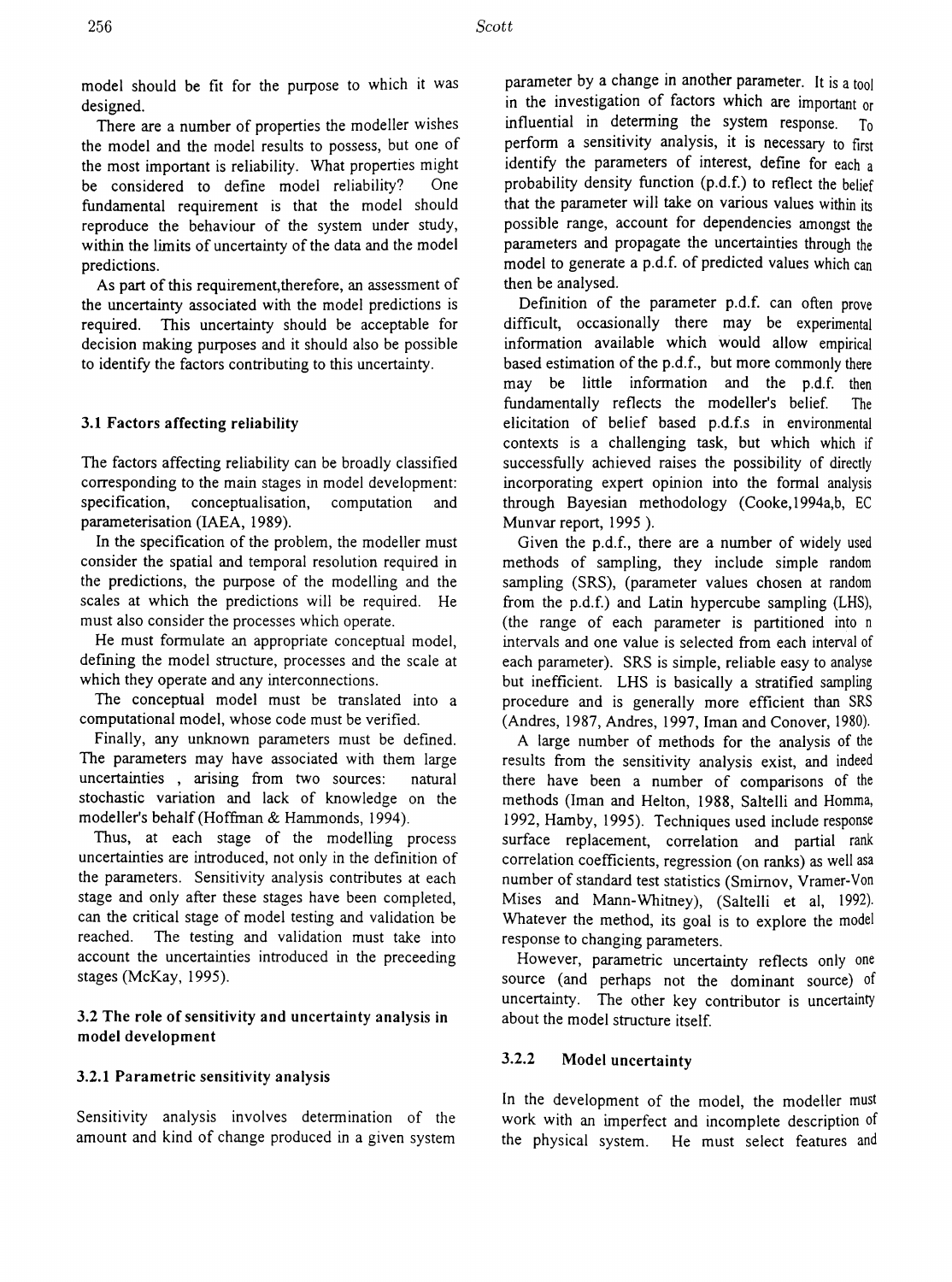model should be fit for the purpose to which it was designed.

There are a number of properties the modeller wishes the model and the model results to possess, but one of the most important is reliability. What properties might be considered to define model reliability? One fundamental requirement is that the model should reproduce the behaviour of the system under study, within the limits of uncertainty of the data and the model predictions.

As part of this requirement,therefore, an assessment of the uncertainty associated with the model predictions is required. This uncertainty should be acceptable for decision making purposes and it should also be possible to identify the factors contributing to this uncertainty.

### 3.1 Factors affecting reliability

The factors affecting reliability can be broadly classified corresponding to the main stages in model development: specification, conceptualisation, computation and parameterisation (IAEA, 1989).

In the specification of the problem, the modeller must consider the spatial and temporal resolution required in the predictions, the purpose of the modelling and the scales at which the predictions will be required. He must also consider the processes which operate.

He must formulate an appropriate conceptual model, defining the model structure, processes and the scale at which they operate and any interconnections.

The conceptual model must be translated into a computational model, whose code must be verified.

Finally, any unknown parameters must be defined. The parameters may have associated with them large uncertainties , arising from two sources: natural stochastic variation and lack of knowledge on the modeller's behalf (Hoffman & Hammonds, 1994).

Thus, at each stage of the modelling process uncertainties are introduced, not only in the definition of the parameters. Sensitivity analysis contributes at each stage and only after these stages have been completed, can the critical stage of model testing and validation be reached. The testing and validation must take into account the uncertainties introduced in the preceeding stages (McKay, 1995).

### 3.2 The role of sensitivity and uncertainty analysis in model development

#### 3.2.1 Parametric sensitivity analysis

Sensitivity analysis involves determination of the amount and kind of change produced in a given system parameter by a change in another parameter. It is a tool in the investigation of factors which are important or influential in determing the system response. To perform a sensitivity analysis, it is necessary to first identify the parameters of interest, define for each a probability density function (p.d.f.) to reflect the belief that the parameter will take on various values within its possible range, account for dependencies amongst the parameters and propagate the uncertainties through the model to generate a p.d.f. of predicted values which can then be analysed.

Definition of the parameter p.d.f. can often prove difficult, occasionally there may be experimental information available which would allow empirical based estimation of the p.d.f., but more commonly there may be little information and the p.d.f. then fundamentally reflects the modeller's belief. The elicitation of belief based p.d.f.s in environmental contexts is a challenging task, but which which if successfully achieved raises the possibility of directly incorporating expert opinion into the formal analysis through Bayesian methodology (Cooke,1994a,b, EC Munvar report, 1995 ).

Given the p.d.f., there are a number of widely used methods of sampling, they include simple random sampling (SRS), (parameter values chosen at random from the p.d.f.) and Latin hypercube sampling (LHS), (the range of each parameter is partitioned into n intervals and one value is selected from each interval of each parameter). SRS is simple, reliable easy to analyse but inefficient. LHS is basically a stratified sampling procedure and is generally more efficient than SRS (Andres, 1987, Andres, 1997, Iman and Conover, 1980).

A large number of methods for the analysis of the results from the sensitivity analysis exist, and indeed there have been a number of comparisons of the methods (Iman and Helton, 1988, Saltelli and Homma, 1992, Hamby, 1995). Techniques used include response surface replacement, correlation and partial rank correlation coefficients, regression (on ranks) as well asa number of standard test statistics (Smirnov, Vramer-Von Mises and Mann-Whitney), (Saltelli et al, 1992). Whatever the method, its goal is to explore the model response to changing parameters.

However, parametric uncertainty reflects only one source (and perhaps not the dominant source) of uncertainty. The other key contributor is uncertainty about the model structure itself.

#### 3.2.2 Model uncertainty

In the development of the model, the modeller must work with an imperfect and incomplete description of the physical system. He must select features and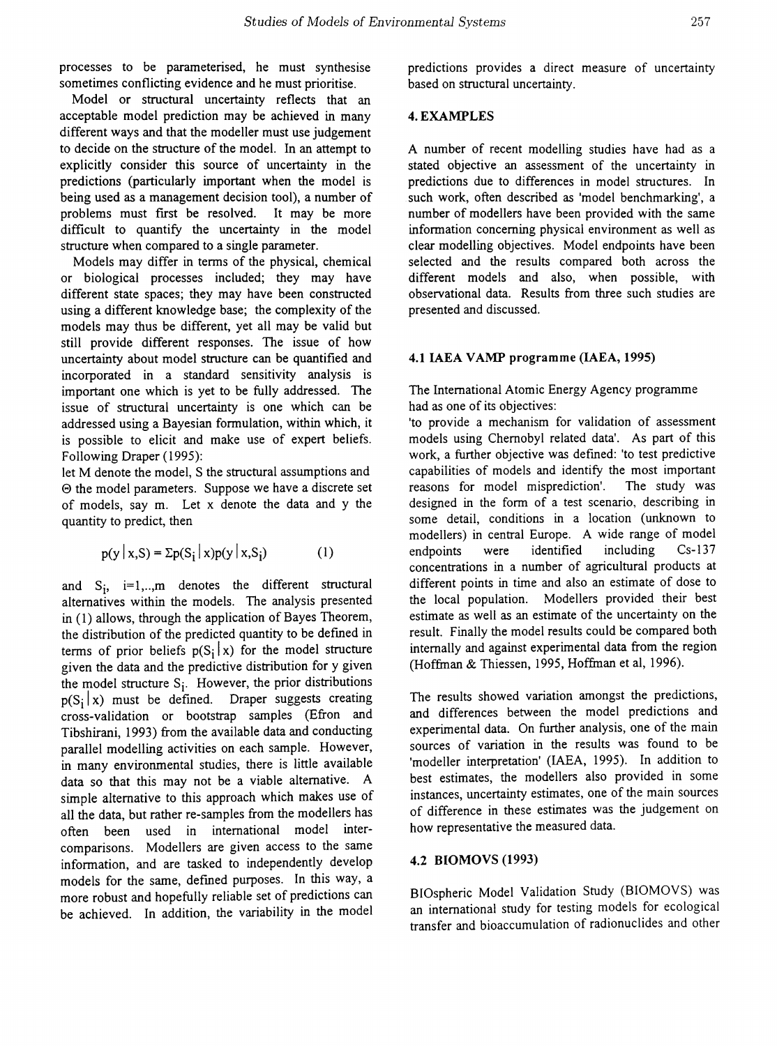processes to be parameterised, he must synthesise sometimes conflicting evidence and he must prioritise.

Model or structural uncertainty reflects that an acceptable model prediction may be achieved in many different ways and that the modeller must use judgement to decide on the structure of the model. In an attempt to explicitly consider this source of uncertainty in the predictions (particularly important when the model is being used as a management decision tool), a number of problems must first be resolved. It may be more difficult to quantify the uncertainty in the model structure when compared to a single parameter.

Models may differ in terms of the physical, chemical or biological processes included; they may have different state spaces; they may have been constructed using a different knowledge base; the complexity of the models may thus be different, yet all may be valid but still provide different responses. The issue of how uncertainty about model structure can be quantified and incorporated in a standard sensitivity analysis is important one which is yet to be fully addressed. The issue of structural uncertainty is one which can be addressed using a Bayesian formulation, within which, it is possible to elicit and make use of expert beliefs. Following Draper (1995):

let M denote the model, S the structural assumptions and $\Theta$ the model parameters. Suppose we have a discrete set of models, say m. Let x denote the data and y the quantity to predict, then

$$p(y \mid x,S) = \Sigma p(S_i \mid x)p(y \mid x,S_i) \qquad (1)$$

and $S_i$, $i=1,..,m$ denotes the different structural alternatives within the models. The analysis presented in (1) allows, through the application of Bayes Theorem, the distribution of the predicted quantity to be defined in terms of prior beliefs $p(S_i \mid x)$ for the model structure given the data and the predictive distribution for y given the model structure $S_i$. However, the prior distributions $p(S_i \mid x)$ must be defined. Draper suggests creating cross-validation or bootstrap samples (Efron and Tibshirani, 1993) from the available data and conducting parallel modelling activities on each sample. However, in many environmental studies, there is little available data so that this may not be a viable alternative. A simple alternative to this approach which makes use of all the data, but rather re-samples from the modellers has often been used in international model inter-comparisons. Modellers are given access to the same information, and are tasked to independently develop models for the same, defined purposes. In this way, a more robust and hopefully reliable set of predictions can be achieved. In addition, the variability in the model predictions provides a direct measure of uncertainty based on structural uncertainty.

## 4. EXAMPLES

A number of recent modelling studies have had as a stated objective an assessment of the uncertainty in predictions due to differences in model structures. In such work, often described as 'model benchmarking', a number of modellers have been provided with the same information concerning physical environment as well as clear modelling objectives. Model endpoints have been selected and the results compared both across the different models and also, when possible, with observational data. Results from three such studies are presented and discussed.

### 4.1 IAEA VAMP programme (IAEA, 1995)

The International Atomic Energy Agency programme had as one of its objectives:
'to provide a mechanism for validation of assessment models using Chernobyl related data'. As part of this work, a further objective was defined: 'to test predictive capabilities of models and identify the most important reasons for model misprediction'. The study was designed in the form of a test scenario, describing in some detail, conditions in a location (unknown to modellers) in central Europe. A wide range of model endpoints were identified including Cs-137 concentrations in a number of agricultural products at different points in time and also an estimate of dose to the local population. Modellers provided their best estimate as well as an estimate of the uncertainty on the result. Finally the model results could be compared both internally and against experimental data from the region (Hoffman & Thiessen, 1995, Hoffman et al, 1996).

The results showed variation amongst the predictions, and differences between the model predictions and experimental data. On further analysis, one of the main sources of variation in the results was found to be 'modeller interpretation' (IAEA, 1995). In addition to best estimates, the modellers also provided in some instances, uncertainty estimates, one of the main sources of difference in these estimates was the judgement on how representative the measured data.

### 4.2 BIOMOVS (1993)

BIOspheric Model Validation Study (BIOMOVS) was an international study for testing models for ecological transfer and bioaccumulation of radionuclides and other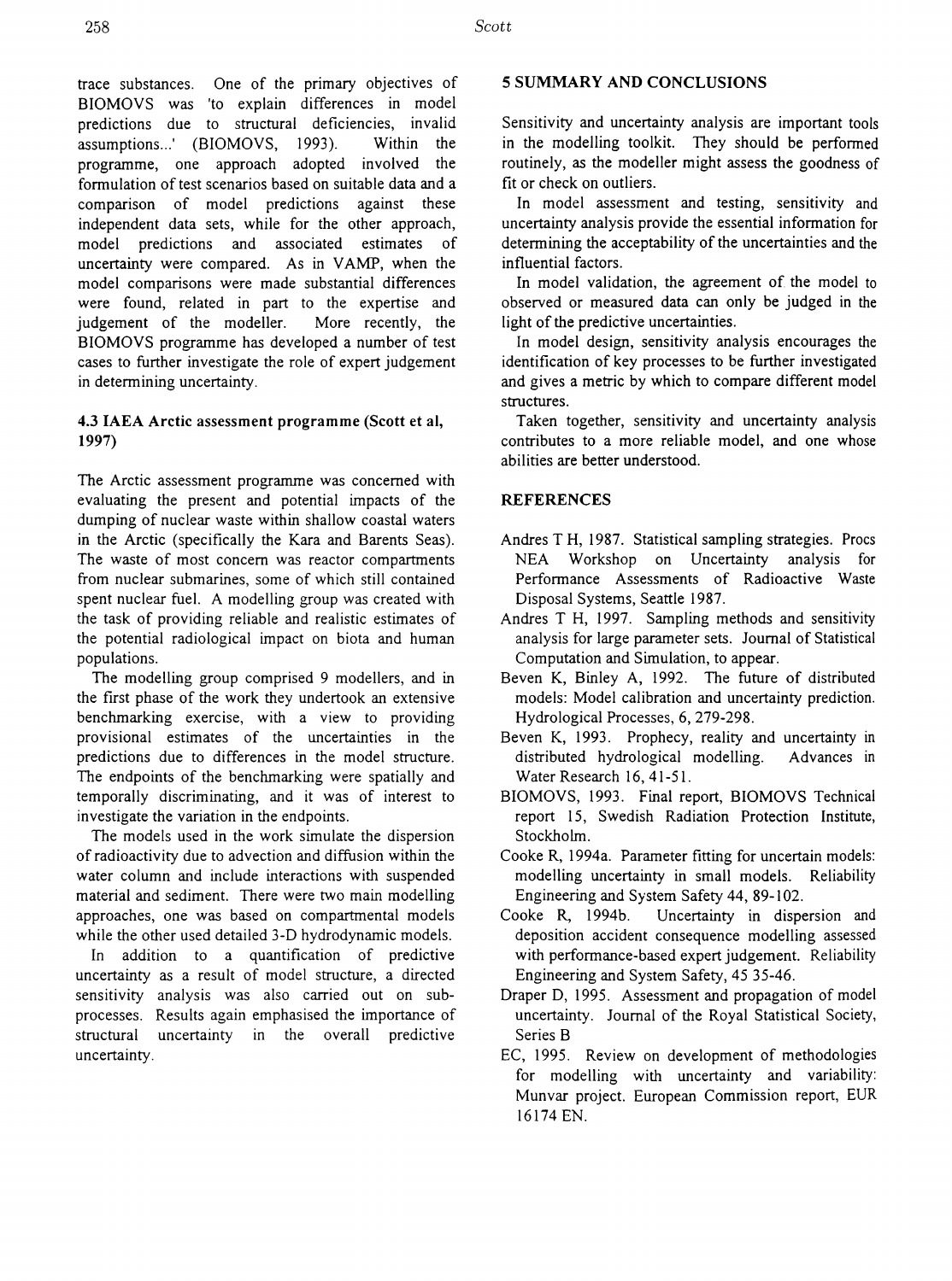trace substances. One of the primary objectives of BIOMOVS was 'to explain differences in model predictions due to structural deficiencies, invalid assumptions...' (BIOMOVS, 1993). Within the programme, one approach adopted involved the formulation of test scenarios based on suitable data and a comparison of model predictions against these independent data sets, while for the other approach, model predictions and associated estimates of uncertainty were compared. As in VAMP, when the model comparisons were made substantial differences were found, related in part to the expertise and judgement of the modeller. More recently, the BIOMOVS programme has developed a number of test cases to further investigate the role of expert judgement in determining uncertainty.

### 4.3 IAEA Arctic assessment programme (Scott et al, 1997)

The Arctic assessment programme was concerned with evaluating the present and potential impacts of the dumping of nuclear waste within shallow coastal waters in the Arctic (specifically the Kara and Barents Seas). The waste of most concern was reactor compartments from nuclear submarines, some of which still contained spent nuclear fuel. A modelling group was created with the task of providing reliable and realistic estimates of the potential radiological impact on biota and human populations.

The modelling group comprised 9 modellers, and in the first phase of the work they undertook an extensive benchmarking exercise, with a view to providing provisional estimates of the uncertainties in the predictions due to differences in the model structure. The endpoints of the benchmarking were spatially and temporally discriminating, and it was of interest to investigate the variation in the endpoints.

The models used in the work simulate the dispersion of radioactivity due to advection and diffusion within the water column and include interactions with suspended material and sediment. There were two main modelling approaches, one was based on compartmental models while the other used detailed 3-D hydrodynamic models.

In addition to a quantification of predictive uncertainty as a result of model structure, a directed sensitivity analysis was also carried out on sub-processes. Results again emphasised the importance of structural uncertainty in the overall predictive uncertainty.

## 5 SUMMARY AND CONCLUSIONS

Sensitivity and uncertainty analysis are important tools in the modelling toolkit. They should be performed routinely, as the modeller might assess the goodness of fit or check on outliers.

In model assessment and testing, sensitivity and uncertainty analysis provide the essential information for determining the acceptability of the uncertainties and the influential factors.

In model validation, the agreement of the model to observed or measured data can only be judged in the light of the predictive uncertainties.

In model design, sensitivity analysis encourages the identification of key processes to be further investigated and gives a metric by which to compare different model structures.

Taken together, sensitivity and uncertainty analysis contributes to a more reliable model, and one whose abilities are better understood.

## REFERENCES

Andres T H, 1987. Statistical sampling strategies. Procs NEA Workshop on Uncertainty analysis for Performance Assessments of Radioactive Waste Disposal Systems, Seattle 1987.

Andres T H, 1997. Sampling methods and sensitivity analysis for large parameter sets. Journal of Statistical Computation and Simulation, to appear.

Beven K, Binley A, 1992. The future of distributed models: Model calibration and uncertainty prediction. Hydrological Processes, 6, 279-298.

Beven K, 1993. Prophecy, reality and uncertainty in distributed hydrological modelling. Advances in Water Research 16, 41-51.

BIOMOVS, 1993. Final report, BIOMOVS Technical report 15, Swedish Radiation Protection Institute, Stockholm.

Cooke R, 1994a. Parameter fitting for uncertain models: modelling uncertainty in small models. Reliability Engineering and System Safety 44, 89-102.

Cooke R, 1994b. Uncertainty in dispersion and deposition accident consequence modelling assessed with performance-based expert judgement. Reliability Engineering and System Safety, 45 35-46.

Draper D, 1995. Assessment and propagation of model uncertainty. Journal of the Royal Statistical Society, Series B

EC, 1995. Review on development of methodologies for modelling with uncertainty and variability: Munvar project. European Commission report, EUR 16174 EN.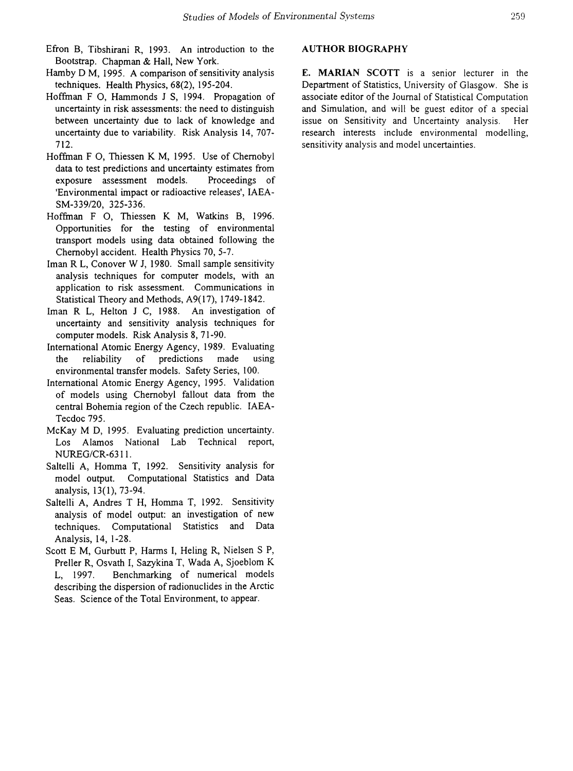Efron B, Tibshirani R, 1993. An introduction to the Bootstrap. Chapman & Hall, New York.

Hamby D M, 1995. A comparison of sensitivity analysis techniques. Health Physics, 68(2), 195-204.

Hoffman F O, Hammonds J S, 1994. Propagation of uncertainty in risk assessments: the need to distinguish between uncertainty due to lack of knowledge and uncertainty due to variability. Risk Analysis 14, 707-712.

Hoffman F O, Thiessen K M, 1995. Use of Chernobyl data to test predictions and uncertainty estimates from exposure assessment models. Proceedings of 'Environmental impact or radioactive releases', IAEA-SM-339/20, 325-336.

Hoffman F O, Thiessen K M, Watkins B, 1996. Opportunities for the testing of environmental transport models using data obtained following the Chernobyl accident. Health Physics 70, 5-7.

Iman R L, Conover W J, 1980. Small sample sensitivity analysis techniques for computer models, with an application to risk assessment. Communications in Statistical Theory and Methods, A9(17), 1749-1842.

Iman R L, Helton J C, 1988. An investigation of uncertainty and sensitivity analysis techniques for computer models. Risk Analysis 8, 71-90.

International Atomic Energy Agency, 1989. Evaluating the reliability of predictions made using environmental transfer models. Safety Series, 100.

International Atomic Energy Agency, 1995. Validation of models using Chernobyl fallout data from the central Bohemia region of the Czech republic. IAEA-Tecdoc 795.

McKay M D, 1995. Evaluating prediction uncertainty. Los Alamos National Lab Technical report, NUREG/CR-6311.

Saltelli A, Homma T, 1992. Sensitivity analysis for model output. Computational Statistics and Data analysis, 13(1), 73-94.

Saltelli A, Andres T H, Homma T, 1992. Sensitivity analysis of model output: an investigation of new techniques. Computational Statistics and Data Analysis, 14, 1-28.

Scott E M, Gurbutt P, Harms I, Heling R, Nielsen S P, Preller R, Osvath I, Sazykina T, Wada A, Sjoeblom K L, 1997. Benchmarking of numerical models describing the dispersion of radionuclides in the Arctic Seas. Science of the Total Environment, to appear.

## AUTHOR BIOGRAPHY

**E. MARIAN SCOTT** is a senior lecturer in the Department of Statistics, University of Glasgow. She is associate editor of the Journal of Statistical Computation and Simulation, and will be guest editor of a special issue on Sensitivity and Uncertainty analysis. Her research interests include environmental modelling, sensitivity analysis and model uncertainties.